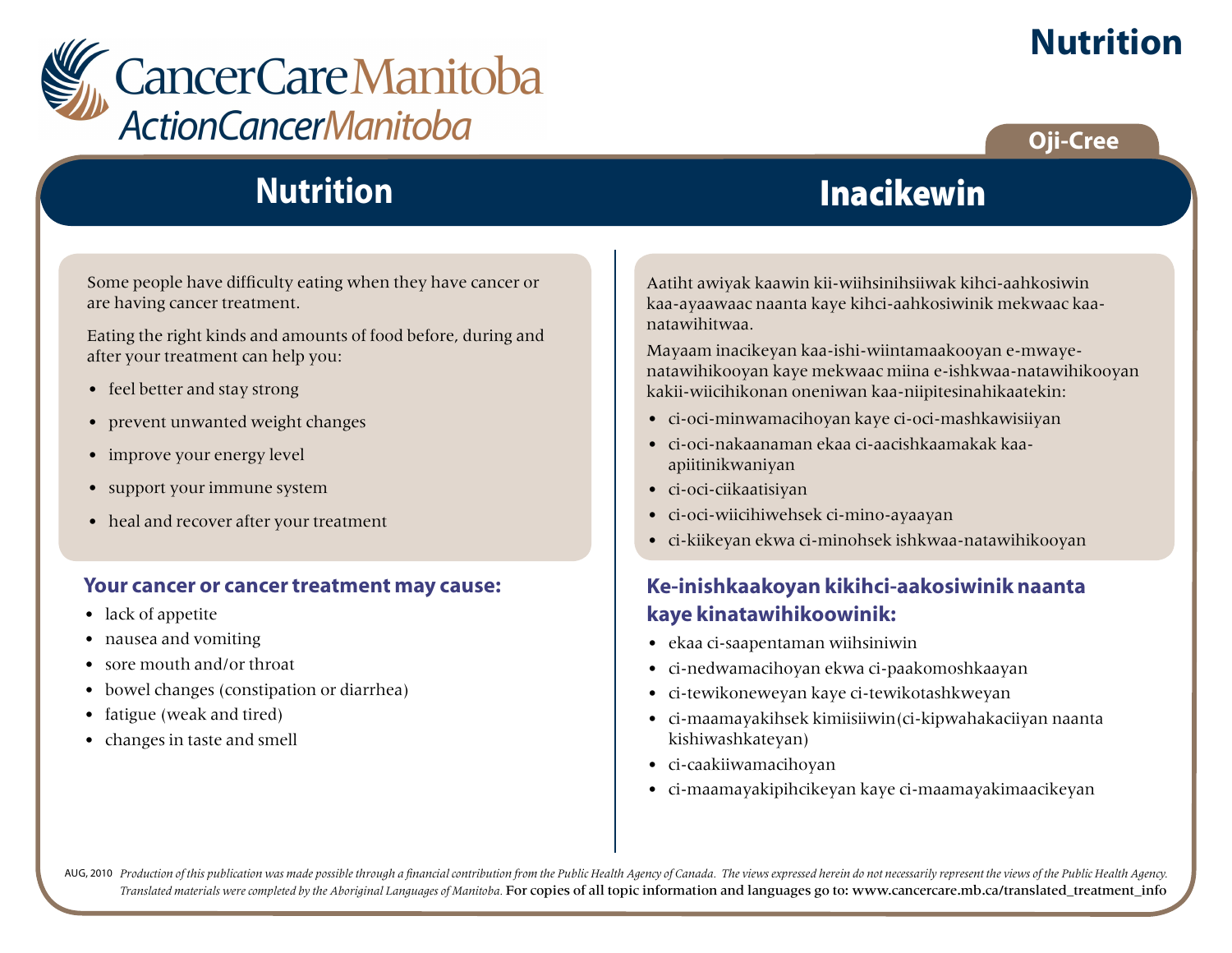# Nutrition

CancerCare Manitoba
ActionCancerManitoba

Oji-Cree

## Nutrition

Some people have difficulty eating when they have cancer or are having cancer treatment.

Eating the right kinds and amounts of food before, during and after your treatment can help you:

- feel better and stay strong
- prevent unwanted weight changes
- improve your energy level
- support your immune system
- heal and recover after your treatment

### Your cancer or cancer treatment may cause:

- lack of appetite
- nausea and vomiting
- sore mouth and/or throat
- bowel changes (constipation or diarrhea)
- fatigue (weak and tired)
- changes in taste and smell

## Inacikewin

Aatiht awiyak kaawin kii-wiihsinihsiiwak kihci-aahkosiwin kaa-ayaawaac naanta kaye kihci-aahkosiwinik mekwaac kaa-natawihitwaa.

Mayaam inacikeyan kaa-ishi-wiintamaakooyan e-mwaye-natawihikooyan kaye mekwaac miina e-ishkwaa-natawihikooyan kakii-wiicihikonan oneniwan kaa-niipitesinahikaatekin:

- ci-oci-minwamacihoyan kaye ci-oci-mashkawisiiyan
- ci-oci-nakaanaman ekaa ci-aacishkaamakak kaa-apiitinikwaniyan
- ci-oci-ciikaatisiyan
- ci-oci-wiicihiwehsek ci-mino-ayaayan
- ci-kiikeyan ekwa ci-minohsek ishkwaa-natawihikooyan

### Ke-inishkaakoyan kikihci-aakosiwinik naanta kaye kinatawihikoowinik:

- ekaa ci-saapentaman wiihsiniwin
- ci-nedwamacihoyan ekwa ci-paakomoshkaayan
- ci-tewikoneweyan kaye ci-tewikotashkweyan
- ci-maamayakihsek kimiisiiwin(ci-kipwahakaciiyan naanta kishiwashkateyan)
- ci-caakiiwamacihoyan
- ci-maamayakipihcikeyan kaye ci-maamayakimaacikeyan

AUG, 2010 *Production of this publication was made possible through a financial contribution from the Public Health Agency of Canada. The views expressed herein do not necessarily represent the views of the Public Health Agency. Translated materials were completed by the Aboriginal Languages of Manitoba.* For copies of all topic information and languages go to: www.cancercare.mb.ca/translated_treatment_info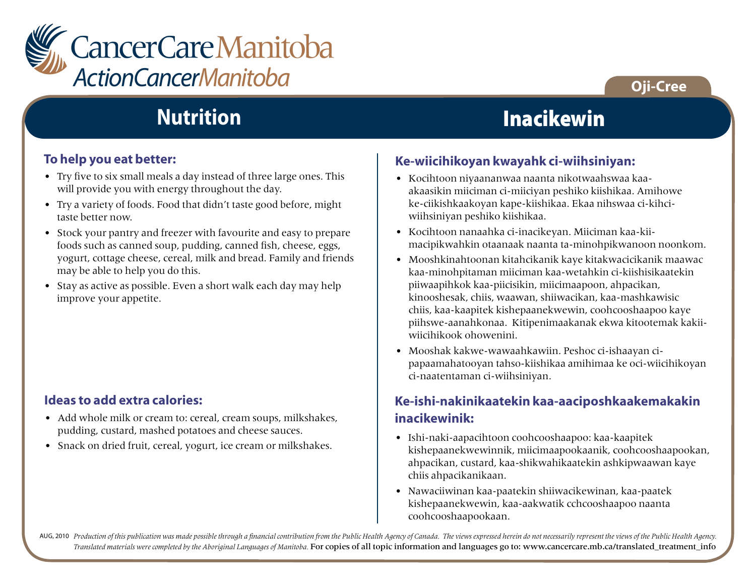CancerCare Manitoba
ActionCancerManitoba

Oji-Cree

# Nutrition

## To help you eat better:

- Try five to six small meals a day instead of three large ones. This will provide you with energy throughout the day.
- Try a variety of foods. Food that didn't taste good before, might taste better now.
- Stock your pantry and freezer with favourite and easy to prepare foods such as canned soup, pudding, canned fish, cheese, eggs, yogurt, cottage cheese, cereal, milk and bread. Family and friends may be able to help you do this.
- Stay as active as possible. Even a short walk each day may help improve your appetite.

## Ideas to add extra calories:

- Add whole milk or cream to: cereal, cream soups, milkshakes, pudding, custard, mashed potatoes and cheese sauces.
- Snack on dried fruit, cereal, yogurt, ice cream or milkshakes.

# Inacikewin

## Ke-wiicihikoyan kwayahk ci-wiihsiniyan:

- Kocihtoon niyaananwaa naanta nikotwaahswaa kaa-akaasikin miiciman ci-miiciyan peshiko kiishikaa. Amihowe ke-ciikishkaakoyan kape-kiishikaa. Ekaa nihswaa ci-kihci-wiihsiniyan peshiko kiishikaa.
- Kocihtoon nanaahka ci-inacikeyan. Miiciman kaa-kii-macipikwahkin otaanaak naanta ta-minohpikwanoon noonkom.
- Mooshkinahtoonan kitahcikanik kaye kitakwacicikanik maawac kaa-minohpitaman miiciman kaa-wetahkin ci-kiishisikaatekin piiwaapihkok kaa-piicisikin, miicimaapoon, ahpacikan, kinooshesak, chiis, waawan, shiiwacikan, kaa-mashkawisic chiis, kaa-kaapitek kishepaanekwewin, coohcooshaapoo kaye piihswe-aanahkonaa. Kitipenimaakanak ekwa kitootemak kakii-wiicihikook ohowenini.
- Mooshak kakwe-wawaahkawiin. Peshoc ci-ishaayan ci-papaamahatooyan tahso-kiishikaa amihimaa ke oci-wiicihikoyan ci-naatentaman ci-wiihsiniyan.

## Ke-ishi-nakinikaatekin kaa-aaciposhkaakemakakin inacikewinik:

- Ishi-naki-aapacihtoon coohcooshaapoo: kaa-kaapitek kishepaanekwewinnik, miicimaapookaanik, coohcooshaapookan, ahpacikan, custard, kaa-shikwahikaatekin ashkipwaawan kaye chiis ahpacikanikaan.
- Nawaciiwinan kaa-paatekin shiiwacikewinan, kaa-paatek kishepaanekwewin, kaa-aakwatik cchcooshaapoo naanta coohcooshaapookaan.

AUG, 2010 *Production of this publication was made possible through a financial contribution from the Public Health Agency of Canada. The views expressed herein do not necessarily represent the views of the Public Health Agency. Translated materials were completed by the Aboriginal Languages of Manitoba.* For copies of all topic information and languages go to: www.cancercare.mb.ca/translated_treatment_info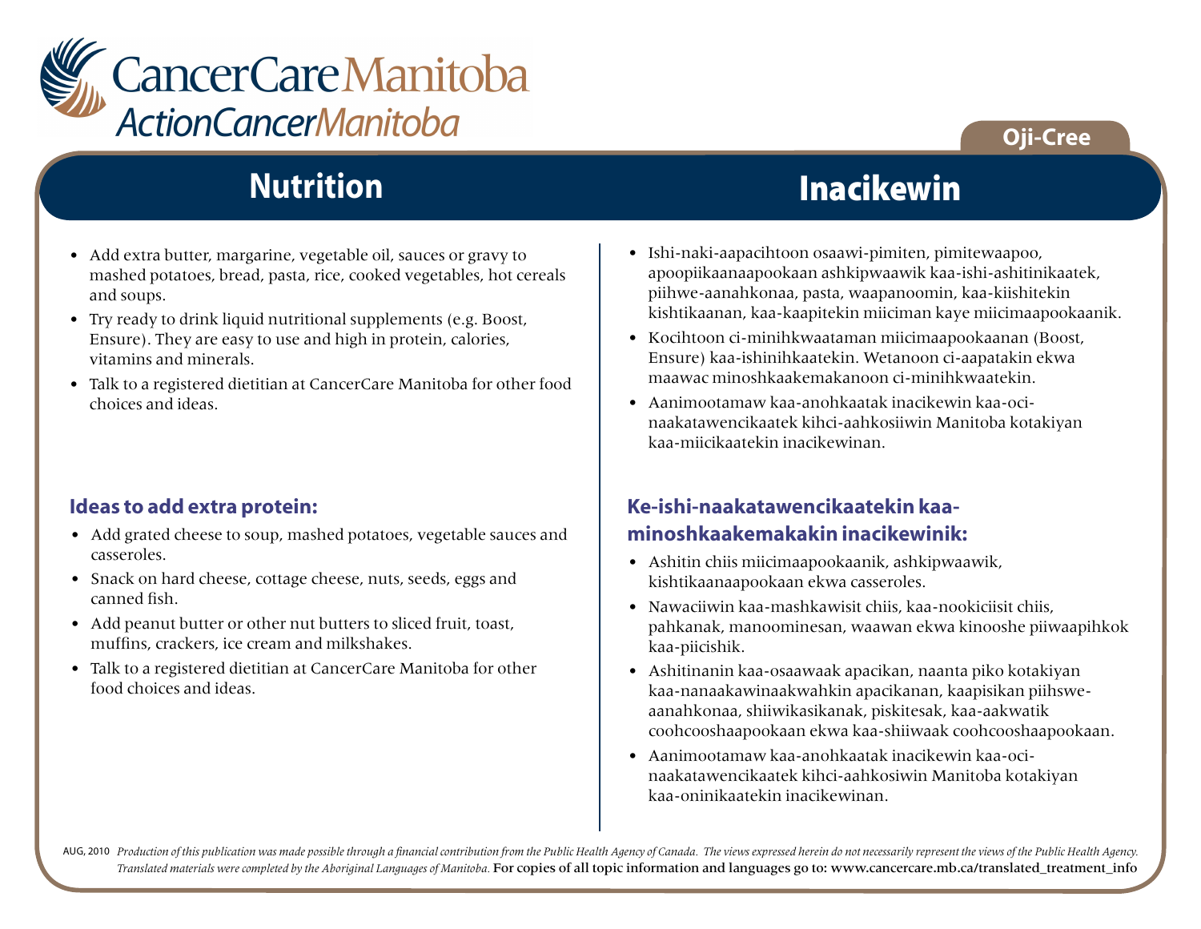CancerCare Manitoba
ActionCancerManitoba

Oji-Cree

# Nutrition

- Add extra butter, margarine, vegetable oil, sauces or gravy to mashed potatoes, bread, pasta, rice, cooked vegetables, hot cereals and soups.
- Try ready to drink liquid nutritional supplements (e.g. Boost, Ensure). They are easy to use and high in protein, calories, vitamins and minerals.
- Talk to a registered dietitian at CancerCare Manitoba for other food choices and ideas.

### Ideas to add extra protein:

- Add grated cheese to soup, mashed potatoes, vegetable sauces and casseroles.
- Snack on hard cheese, cottage cheese, nuts, seeds, eggs and canned fish.
- Add peanut butter or other nut butters to sliced fruit, toast, muffins, crackers, ice cream and milkshakes.
- Talk to a registered dietitian at CancerCare Manitoba for other food choices and ideas.

# Inacikewin

- Ishi-naki-aapacihtoon osaawi-pimiten, pimitewaapoo, apoopiikaanaapookaan ashkipwaawik kaa-ishi-ashitinikaatek, piihwe-aanahkonaa, pasta, waapanoomin, kaa-kiishitekin kishtikaanan, kaa-kaapitekin miiciman kaye miicimaapookaanik.
- Kocihtoon ci-minihkwaataman miicimaapookaanan (Boost, Ensure) kaa-ishinihkaatekin. Wetanoon ci-aapatakin ekwa maawac minoshkaakemakanoon ci-minihkwaatekin.
- Aanimootamaw kaa-anohkaatak inacikewin kaa-oci-naakatawencikaatek kihci-aahkosiiwin Manitoba kotakiyan kaa-miicikaatekin inacikewinan.

### Ke-ishi-naakatawencikaatekin kaa-minoshkaakemakakin inacikewinik:

- Ashitin chiis miicimaapookaanik, ashkipwaawik, kishtikaanaapookaan ekwa casseroles.
- Nawaciiwin kaa-mashkawisit chiis, kaa-nookiciisit chiis, pahkanak, manoominesan, waawan ekwa kinooshe piiwaapihkok kaa-piicishik.
- Ashitinanin kaa-osaawaak apacikan, naanta piko kotakiyan kaa-nanaakawinaakwahkin apacikanan, kaapisikan piihswe-aanahkonaa, shiiwikasikanak, piskitesak, kaa-aakwatik coohcooshaapookaan ekwa kaa-shiiwaak coohcooshaapookaan.
- Aanimootamaw kaa-anohkaatak inacikewin kaa-oci-naakatawencikaatek kihci-aahkosiwin Manitoba kotakiyan kaa-oninikaatekin inacikewinan.

AUG, 2010 *Production of this publication was made possible through a financial contribution from the Public Health Agency of Canada. The views expressed herein do not necessarily represent the views of the Public Health Agency. Translated materials were completed by the Aboriginal Languages of Manitoba.* For copies of all topic information and languages go to: www.cancercare.mb.ca/translated_treatment_info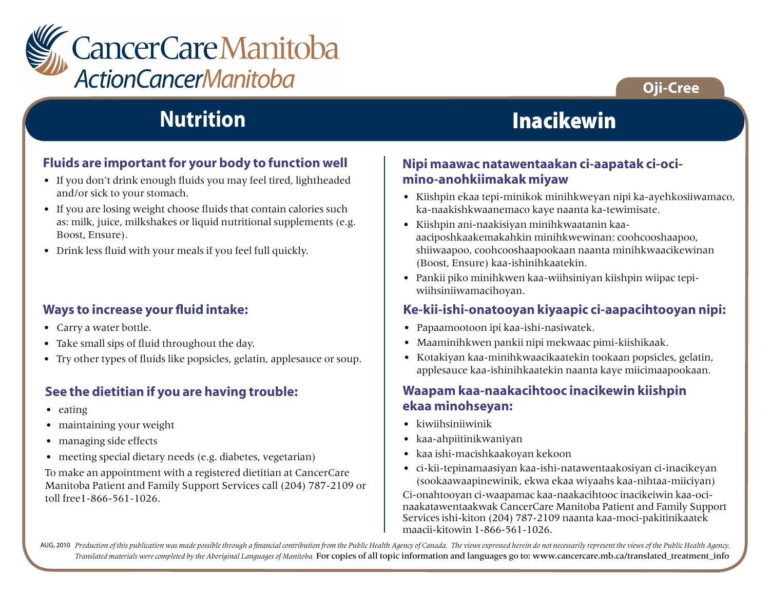CancerCare Manitoba
ActionCancerManitoba

Oji-Cree

# Nutrition

## Fluids are important for your body to function well

- If you don't drink enough fluids you may feel tired, lightheaded and/or sick to your stomach.
- If you are losing weight choose fluids that contain calories such as: milk, juice, milkshakes or liquid nutritional supplements (e.g. Boost, Ensure).
- Drink less fluid with your meals if you feel full quickly.

## Ways to increase your fluid intake:

- Carry a water bottle.
- Take small sips of fluid throughout the day.
- Try other types of fluids like popsicles, gelatin, applesauce or soup.

## See the dietitian if you are having trouble:

- eating
- maintaining your weight
- managing side effects
- meeting special dietary needs (e.g. diabetes, vegetarian)

To make an appointment with a registered dietitian at CancerCare Manitoba Patient and Family Support Services call (204) 787-2109 or toll free1-866-561-1026.

# Inacikewin

## Nipi maawac natawentaakan ci-aapatak ci-oci-mino-anohkiimakak miyaw

- Kiishpin ekaa tepi-minikok minihkweyan nipi ka-ayehkosiiwamaco, ka-naakishkwaanemaco kaye naanta ka-tewimisate.
- Kiishpin ani-naakisiyan minihkwaatanin kaa-aaciposhkaakemakahkin minihkwewinan: coohcooshaapoo, shiiwaapoo, coohcooshaapookaan naanta minihkwaacikewinan (Boost, Ensure) kaa-ishinihkaatekin.
- Pankii piko minihkwen kaa-wiihsiniyan kiishpin wiipac tepi-wiihsiniiwamacihoyan.

## Ke-kii-ishi-onatooyan kiyaapic ci-aapacihtooyan nipi:

- Papaamootoon ipi kaa-ishi-nasiwatek.
- Maaminihkwen pankii nipi mekwaac pimi-kiishikaak.
- Kotakiyan kaa-minihkwaacikaatekin tookaan popsicles, gelatin, applesauce kaa-ishinihkaatekin naanta kaye miicimaapookaan.

## Waapam kaa-naakacihtooc inacikewin kiishpin ekaa minohseyan:

- kiwiihsiniiwinik
- kaa-ahpiitinikwaniyan
- kaa ishi-macishkaakoyan kekoon
- ci-kii-tepinamaasiyan kaa-ishi-natawentaakosiyan ci-inacikeyan (sookaawaapinewinik, ekwa ekaa wiyaahs kaa-nihtaa-miiciyan)

Ci-onahtooyan ci-waapamac kaa-naakacihtooc inacikeiwin kaa-oci-naakatawentaakwak CancerCare Manitoba Patient and Family Support Services ishi-kiton (204) 787-2109 naanta kaa-moci-pakitinikaatek maacii-kitowin 1-866-561-1026.

AUG, 2010 *Production of this publication was made possible through a financial contribution from the Public Health Agency of Canada. The views expressed herein do not necessarily represent the views of the Public Health Agency. Translated materials were completed by the Aboriginal Languages of Manitoba.* For copies of all topic information and languages go to: www.cancercare.mb.ca/translated_treatment_info